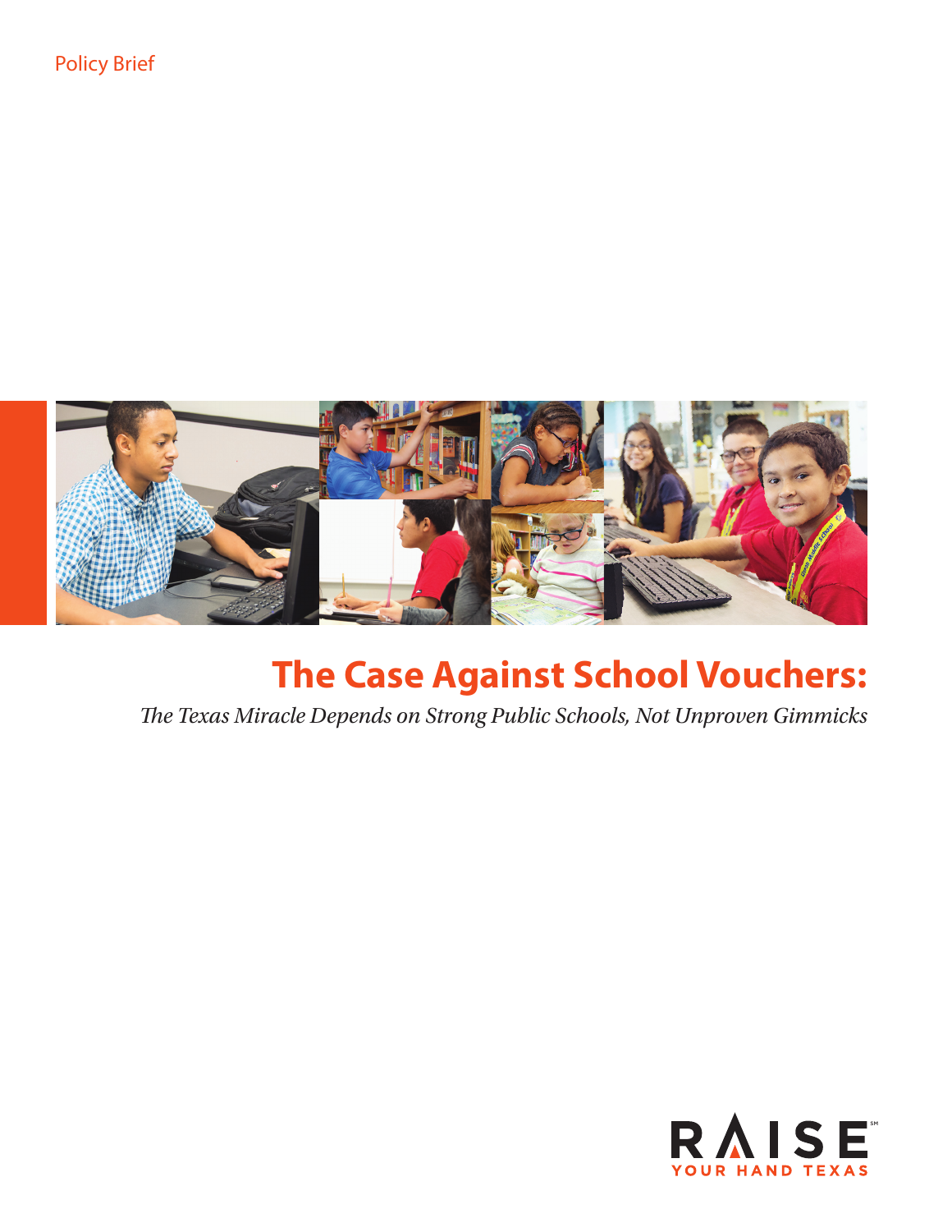Policy Brief

# The Case Against School Vouchers:

*The Texas Miracle Depends on Strong Public Schools, Not Unproven Gimmicks*

RAISE YOUR HAND TEXAS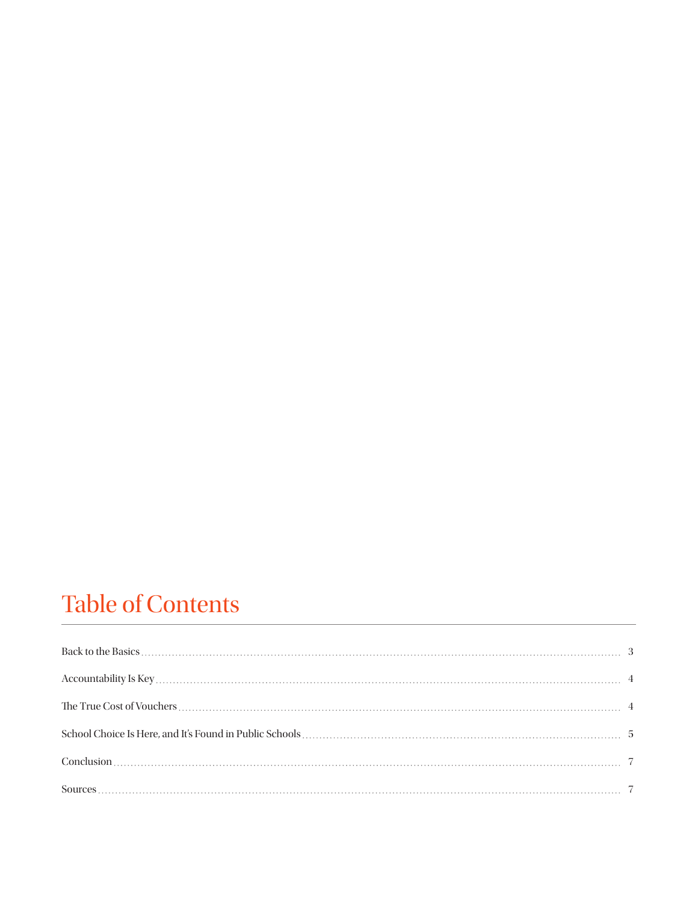# Table of Contents

Back to the Basics ........................................................ 3

Accountability Is Key ........................................................ 4

The True Cost of Vouchers ........................................................ 4

School Choice Is Here, and It's Found in Public Schools ........................................................ 5

Conclusion ........................................................ 7

Sources ........................................................ 7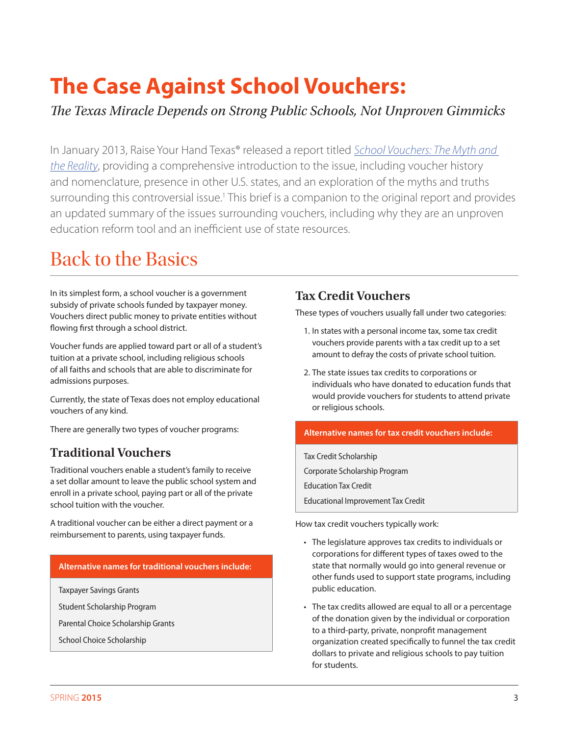# The Case Against School Vouchers:

*The Texas Miracle Depends on Strong Public Schools, Not Unproven Gimmicks*

In January 2013, Raise Your Hand Texas® released a report titled *School Vouchers: The Myth and the Reality*, providing a comprehensive introduction to the issue, including voucher history and nomenclature, presence in other U.S. states, and an exploration of the myths and truths surrounding this controversial issue.[1] This brief is a companion to the original report and provides an updated summary of the issues surrounding vouchers, including why they are an unproven education reform tool and an inefficient use of state resources.

## Back to the Basics

In its simplest form, a school voucher is a government subsidy of private schools funded by taxpayer money. Vouchers direct public money to private entities without flowing first through a school district.

Voucher funds are applied toward part or all of a student's tuition at a private school, including religious schools of all faiths and schools that are able to discriminate for admissions purposes.

Currently, the state of Texas does not employ educational vouchers of any kind.

There are generally two types of voucher programs:

### Traditional Vouchers

Traditional vouchers enable a student's family to receive a set dollar amount to leave the public school system and enroll in a private school, paying part or all of the private school tuition with the voucher.

A traditional voucher can be either a direct payment or a reimbursement to parents, using taxpayer funds.

**Alternative names for traditional vouchers include:**

- Taxpayer Savings Grants
- Student Scholarship Program
- Parental Choice Scholarship Grants
- School Choice Scholarship

### Tax Credit Vouchers

These types of vouchers usually fall under two categories:

1. In states with a personal income tax, some tax credit vouchers provide parents with a tax credit up to a set amount to defray the costs of private school tuition.
2. The state issues tax credits to corporations or individuals who have donated to education funds that would provide vouchers for students to attend private or religious schools.

**Alternative names for tax credit vouchers include:**

- Tax Credit Scholarship
- Corporate Scholarship Program
- Education Tax Credit
- Educational Improvement Tax Credit

How tax credit vouchers typically work:

- The legislature approves tax credits to individuals or corporations for different types of taxes owed to the state that normally would go into general revenue or other funds used to support state programs, including public education.
- The tax credits allowed are equal to all or a percentage of the donation given by the individual or corporation to a third-party, private, nonprofit management organization created specifically to funnel the tax credit dollars to private and religious schools to pay tuition for students.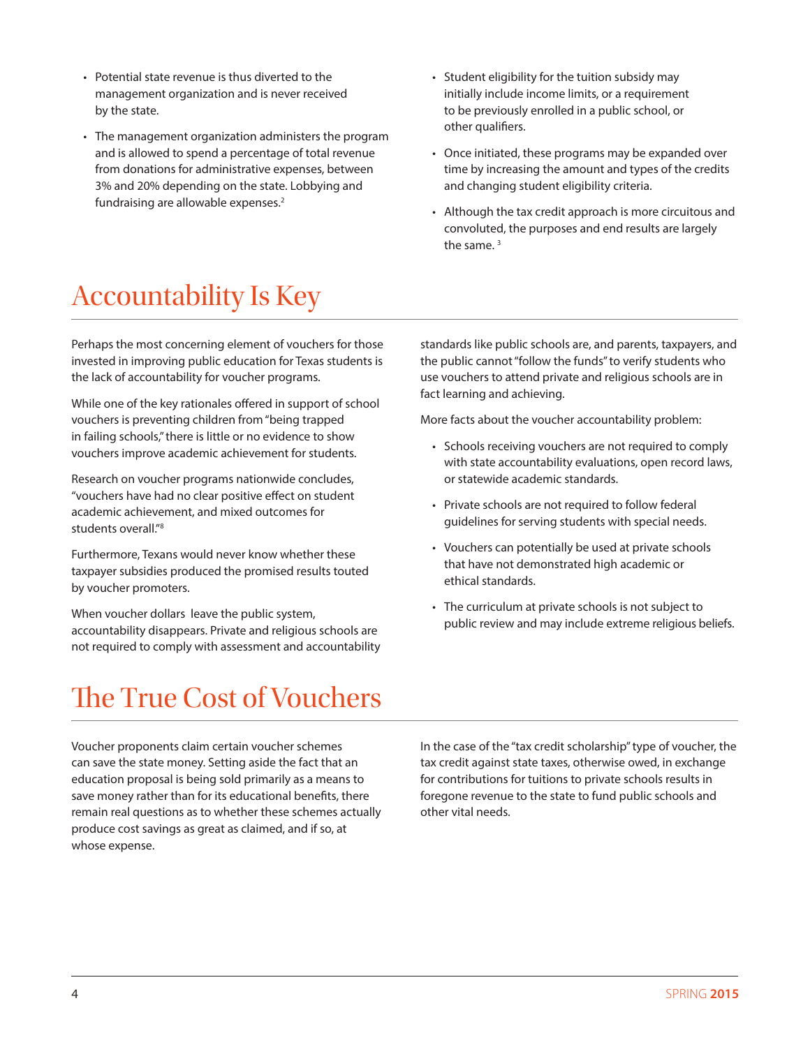- Potential state revenue is thus diverted to the management organization and is never received by the state.
- The management organization administers the program and is allowed to spend a percentage of total revenue from donations for administrative expenses, between 3% and 20% depending on the state. Lobbying and fundraising are allowable expenses.[2]
- Student eligibility for the tuition subsidy may initially include income limits, or a requirement to be previously enrolled in a public school, or other qualifiers.
- Once initiated, these programs may be expanded over time by increasing the amount and types of the credits and changing student eligibility criteria.
- Although the tax credit approach is more circuitous and convoluted, the purposes and end results are largely the same. [3]

# Accountability Is Key

Perhaps the most concerning element of vouchers for those invested in improving public education for Texas students is the lack of accountability for voucher programs.

While one of the key rationales offered in support of school vouchers is preventing children from "being trapped in failing schools," there is little or no evidence to show vouchers improve academic achievement for students.

Research on voucher programs nationwide concludes, "vouchers have had no clear positive effect on student academic achievement, and mixed outcomes for students overall."[8]

Furthermore, Texans would never know whether these taxpayer subsidies produced the promised results touted by voucher promoters.

When voucher dollars leave the public system, accountability disappears. Private and religious schools are not required to comply with assessment and accountability standards like public schools are, and parents, taxpayers, and the public cannot "follow the funds" to verify students who use vouchers to attend private and religious schools are in fact learning and achieving.

More facts about the voucher accountability problem:

- Schools receiving vouchers are not required to comply with state accountability evaluations, open record laws, or statewide academic standards.
- Private schools are not required to follow federal guidelines for serving students with special needs.
- Vouchers can potentially be used at private schools that have not demonstrated high academic or ethical standards.
- The curriculum at private schools is not subject to public review and may include extreme religious beliefs.

# The True Cost of Vouchers

Voucher proponents claim certain voucher schemes can save the state money. Setting aside the fact that an education proposal is being sold primarily as a means to save money rather than for its educational benefits, there remain real questions as to whether these schemes actually produce cost savings as great as claimed, and if so, at whose expense.

In the case of the "tax credit scholarship" type of voucher, the tax credit against state taxes, otherwise owed, in exchange for contributions for tuitions to private schools results in foregone revenue to the state to fund public schools and other vital needs.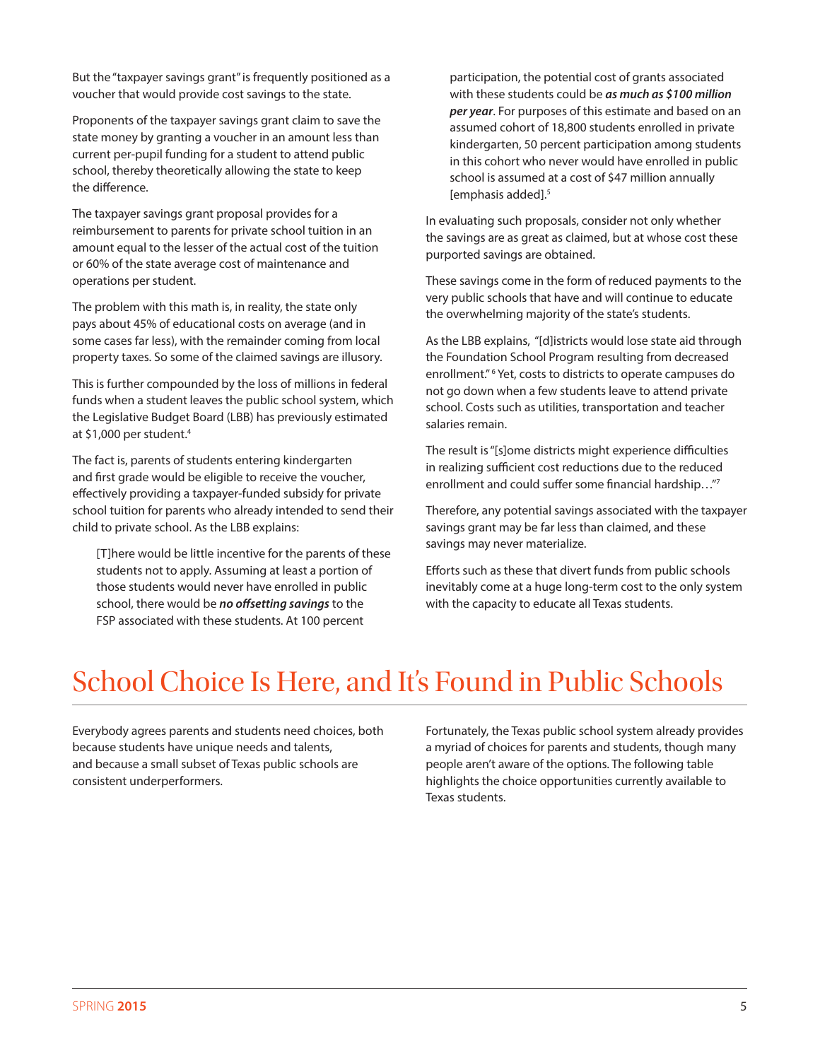But the "taxpayer savings grant" is frequently positioned as a voucher that would provide cost savings to the state.

Proponents of the taxpayer savings grant claim to save the state money by granting a voucher in an amount less than current per-pupil funding for a student to attend public school, thereby theoretically allowing the state to keep the difference.

The taxpayer savings grant proposal provides for a reimbursement to parents for private school tuition in an amount equal to the lesser of the actual cost of the tuition or 60% of the state average cost of maintenance and operations per student.

The problem with this math is, in reality, the state only pays about 45% of educational costs on average (and in some cases far less), with the remainder coming from local property taxes. So some of the claimed savings are illusory.

This is further compounded by the loss of millions in federal funds when a student leaves the public school system, which the Legislative Budget Board (LBB) has previously estimated at $1,000 per student.[4]

The fact is, parents of students entering kindergarten and first grade would be eligible to receive the voucher, effectively providing a taxpayer-funded subsidy for private school tuition for parents who already intended to send their child to private school. As the LBB explains:

> [T]here would be little incentive for the parents of these students not to apply. Assuming at least a portion of those students would never have enrolled in public school, there would be ***no offsetting savings*** to the FSP associated with these students. At 100 percent participation, the potential cost of grants associated with these students could be ***as much as $100 million per year***. For purposes of this estimate and based on an assumed cohort of 18,800 students enrolled in private kindergarten, 50 percent participation among students in this cohort who never would have enrolled in public school is assumed at a cost of $47 million annually [emphasis added].[5]

In evaluating such proposals, consider not only whether the savings are as great as claimed, but at whose cost these purported savings are obtained.

These savings come in the form of reduced payments to the very public schools that have and will continue to educate the overwhelming majority of the state's students.

As the LBB explains, "[d]istricts would lose state aid through the Foundation School Program resulting from decreased enrollment."[6] Yet, costs to districts to operate campuses do not go down when a few students leave to attend private school. Costs such as utilities, transportation and teacher salaries remain.

The result is "[s]ome districts might experience difficulties in realizing sufficient cost reductions due to the reduced enrollment and could suffer some financial hardship…"[7]

Therefore, any potential savings associated with the taxpayer savings grant may be far less than claimed, and these savings may never materialize.

Efforts such as these that divert funds from public schools inevitably come at a huge long-term cost to the only system with the capacity to educate all Texas students.

# School Choice Is Here, and It's Found in Public Schools

Everybody agrees parents and students need choices, both because students have unique needs and talents, and because a small subset of Texas public schools are consistent underperformers.

Fortunately, the Texas public school system already provides a myriad of choices for parents and students, though many people aren't aware of the options. The following table highlights the choice opportunities currently available to Texas students.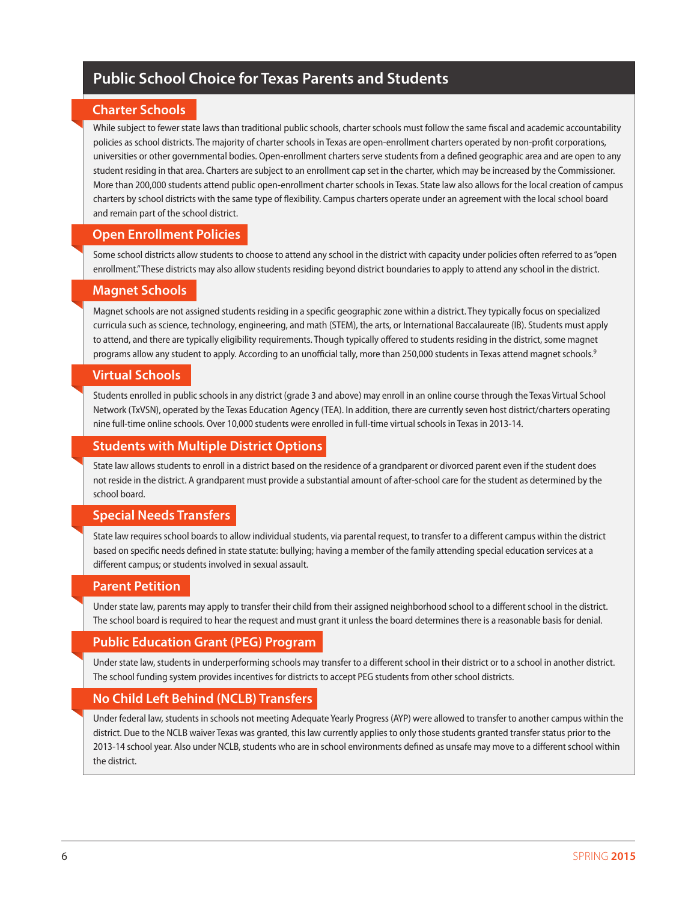## Public School Choice for Texas Parents and Students

### Charter Schools

While subject to fewer state laws than traditional public schools, charter schools must follow the same fiscal and academic accountability policies as school districts. The majority of charter schools in Texas are open-enrollment charters operated by non-profit corporations, universities or other governmental bodies. Open-enrollment charters serve students from a defined geographic area and are open to any student residing in that area. Charters are subject to an enrollment cap set in the charter, which may be increased by the Commissioner. More than 200,000 students attend public open-enrollment charter schools in Texas. State law also allows for the local creation of campus charters by school districts with the same type of flexibility. Campus charters operate under an agreement with the local school board and remain part of the school district.

### Open Enrollment Policies

Some school districts allow students to choose to attend any school in the district with capacity under policies often referred to as "open enrollment." These districts may also allow students residing beyond district boundaries to apply to attend any school in the district.

### Magnet Schools

Magnet schools are not assigned students residing in a specific geographic zone within a district. They typically focus on specialized curricula such as science, technology, engineering, and math (STEM), the arts, or International Baccalaureate (IB). Students must apply to attend, and there are typically eligibility requirements. Though typically offered to students residing in the district, some magnet programs allow any student to apply. According to an unofficial tally, more than 250,000 students in Texas attend magnet schools.[9]

### Virtual Schools

Students enrolled in public schools in any district (grade 3 and above) may enroll in an online course through the Texas Virtual School Network (TxVSN), operated by the Texas Education Agency (TEA). In addition, there are currently seven host district/charters operating nine full-time online schools. Over 10,000 students were enrolled in full-time virtual schools in Texas in 2013-14.

### Students with Multiple District Options

State law allows students to enroll in a district based on the residence of a grandparent or divorced parent even if the student does not reside in the district. A grandparent must provide a substantial amount of after-school care for the student as determined by the school board.

### Special Needs Transfers

State law requires school boards to allow individual students, via parental request, to transfer to a different campus within the district based on specific needs defined in state statute: bullying; having a member of the family attending special education services at a different campus; or students involved in sexual assault.

### Parent Petition

Under state law, parents may apply to transfer their child from their assigned neighborhood school to a different school in the district. The school board is required to hear the request and must grant it unless the board determines there is a reasonable basis for denial.

### Public Education Grant (PEG) Program

Under state law, students in underperforming schools may transfer to a different school in their district or to a school in another district. The school funding system provides incentives for districts to accept PEG students from other school districts.

### No Child Left Behind (NCLB) Transfers

Under federal law, students in schools not meeting Adequate Yearly Progress (AYP) were allowed to transfer to another campus within the district. Due to the NCLB waiver Texas was granted, this law currently applies to only those students granted transfer status prior to the 2013-14 school year. Also under NCLB, students who are in school environments defined as unsafe may move to a different school within the district.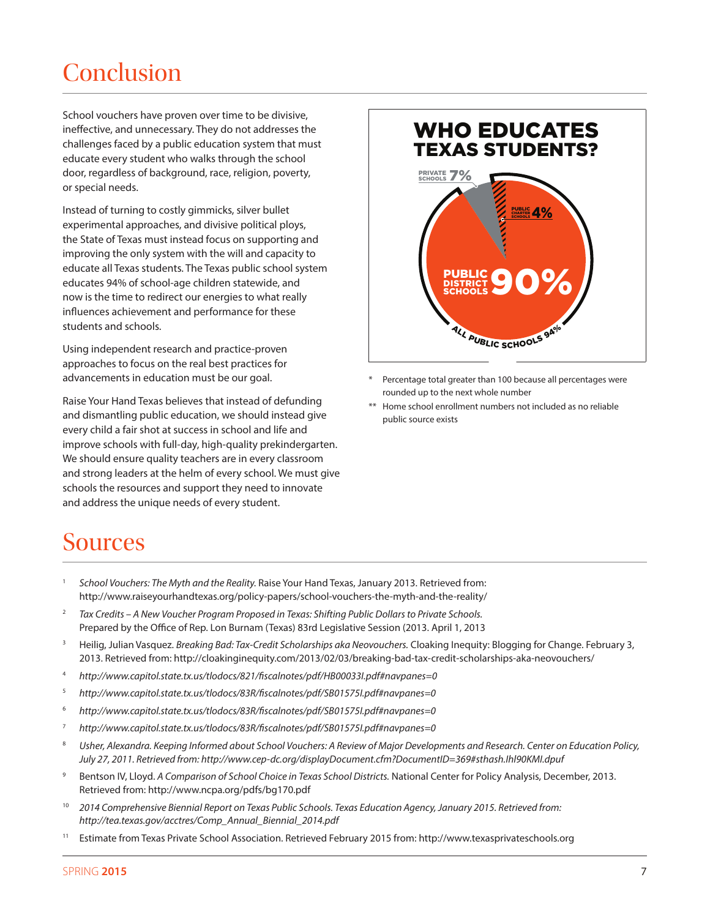# Conclusion

School vouchers have proven over time to be divisive, ineffective, and unnecessary. They do not addresses the challenges faced by a public education system that must educate every student who walks through the school door, regardless of background, race, religion, poverty, or special needs.

Instead of turning to costly gimmicks, silver bullet experimental approaches, and divisive political ploys, the State of Texas must instead focus on supporting and improving the only system with the will and capacity to educate all Texas students. The Texas public school system educates 94% of school-age children statewide, and now is the time to redirect our energies to what really influences achievement and performance for these students and schools.

Using independent research and practice-proven approaches to focus on the real best practices for advancements in education must be our goal.

Raise Your Hand Texas believes that instead of defunding and dismantling public education, we should instead give every child a fair shot at success in school and life and improve schools with full-day, high-quality prekindergarten. We should ensure quality teachers are in every classroom and strong leaders at the helm of every school. We must give schools the resources and support they need to innovate and address the unique needs of every student.

**WHO EDUCATES TEXAS STUDENTS?**

| Category | Percentage |
|---|---|
| Private Schools | 7% |
| Public Charter Schools | 4% |
| Public District Schools | 90% |
| All Public Schools | 94% |

\* Percentage total greater than 100 because all percentages were rounded up to the next whole number

\*\* Home school enrollment numbers not included as no reliable public source exists

# Sources

1. *School Vouchers: The Myth and the Reality.* Raise Your Hand Texas, January 2013. Retrieved from: http://www.raiseyourhandtexas.org/policy-papers/school-vouchers-the-myth-and-the-reality/
2. *Tax Credits – A New Voucher Program Proposed in Texas: Shifting Public Dollars to Private Schools.* Prepared by the Office of Rep. Lon Burnam (Texas) 83rd Legislative Session (2013. April 1, 2013
3. Heilig, Julian Vasquez. *Breaking Bad: Tax-Credit Scholarships aka Neovouchers.* Cloaking Inequity: Blogging for Change. February 3, 2013. Retrieved from: http://cloakinginequity.com/2013/02/03/breaking-bad-tax-credit-scholarships-aka-neovouchers/
4. *http://www.capitol.state.tx.us/tlodocs/821/fiscalnotes/pdf/HB00033I.pdf#navpanes=0*
5. *http://www.capitol.state.tx.us/tlodocs/83R/fiscalnotes/pdf/SB01575I.pdf#navpanes=0*
6. *http://www.capitol.state.tx.us/tlodocs/83R/fiscalnotes/pdf/SB01575I.pdf#navpanes=0*
7. *http://www.capitol.state.tx.us/tlodocs/83R/fiscalnotes/pdf/SB01575I.pdf#navpanes=0*
8. *Usher, Alexandra. Keeping Informed about School Vouchers: A Review of Major Developments and Research. Center on Education Policy, July 27, 2011. Retrieved from: http://www.cep-dc.org/displayDocument.cfm?DocumentID=369#sthash.IhI90KMI.dpuf*
9. Bentson IV, Lloyd. *A Comparison of School Choice in Texas School Districts.* National Center for Policy Analysis, December, 2013. Retrieved from: http://www.ncpa.org/pdfs/bg170.pdf
10. *2014 Comprehensive Biennial Report on Texas Public Schools. Texas Education Agency, January 2015. Retrieved from: http://tea.texas.gov/acctres/Comp_Annual_Biennial_2014.pdf*
11. Estimate from Texas Private School Association. Retrieved February 2015 from: http://www.texasprivateschools.org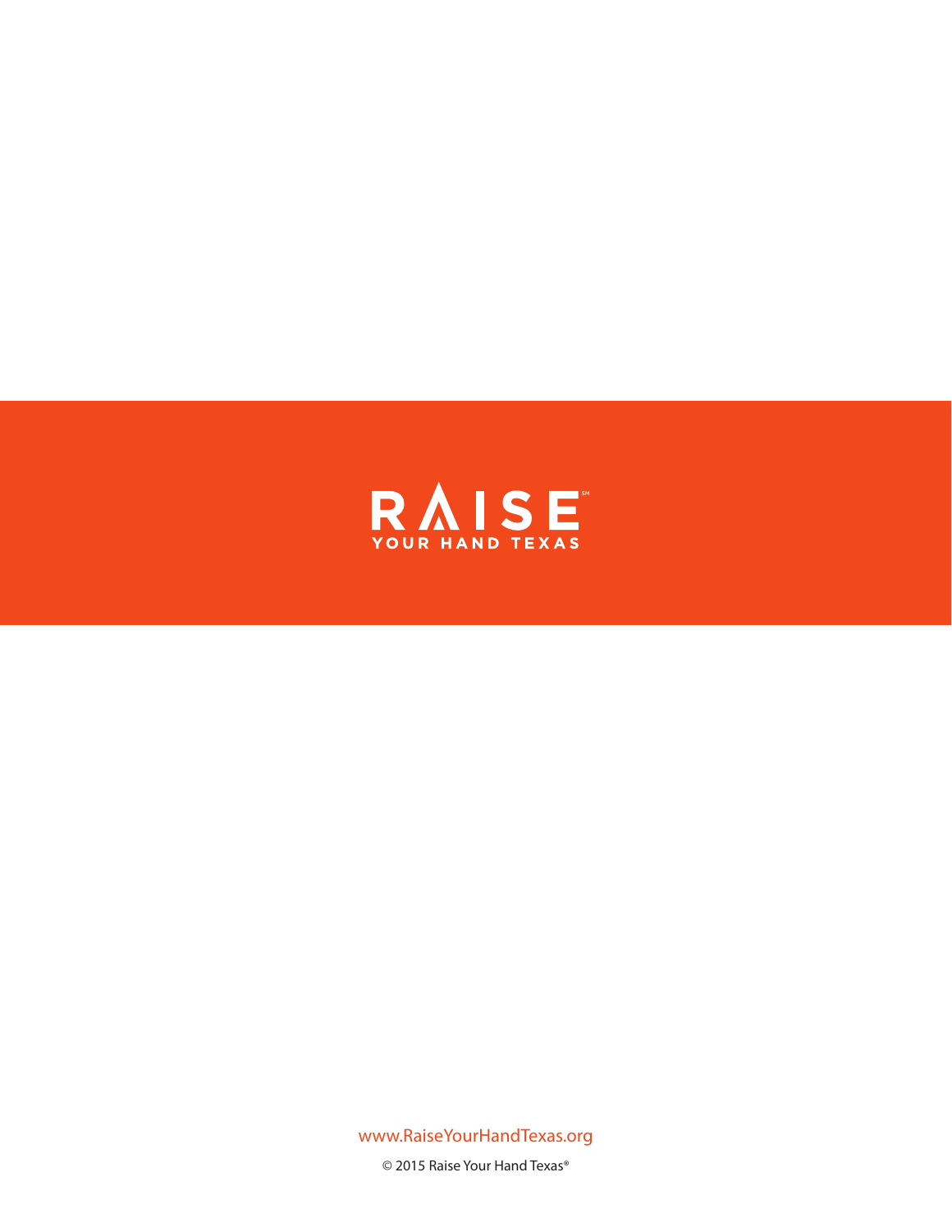RAISE℠

YOUR HAND TEXAS

www.RaiseYourHandTexas.org

© 2015 Raise Your Hand Texas®